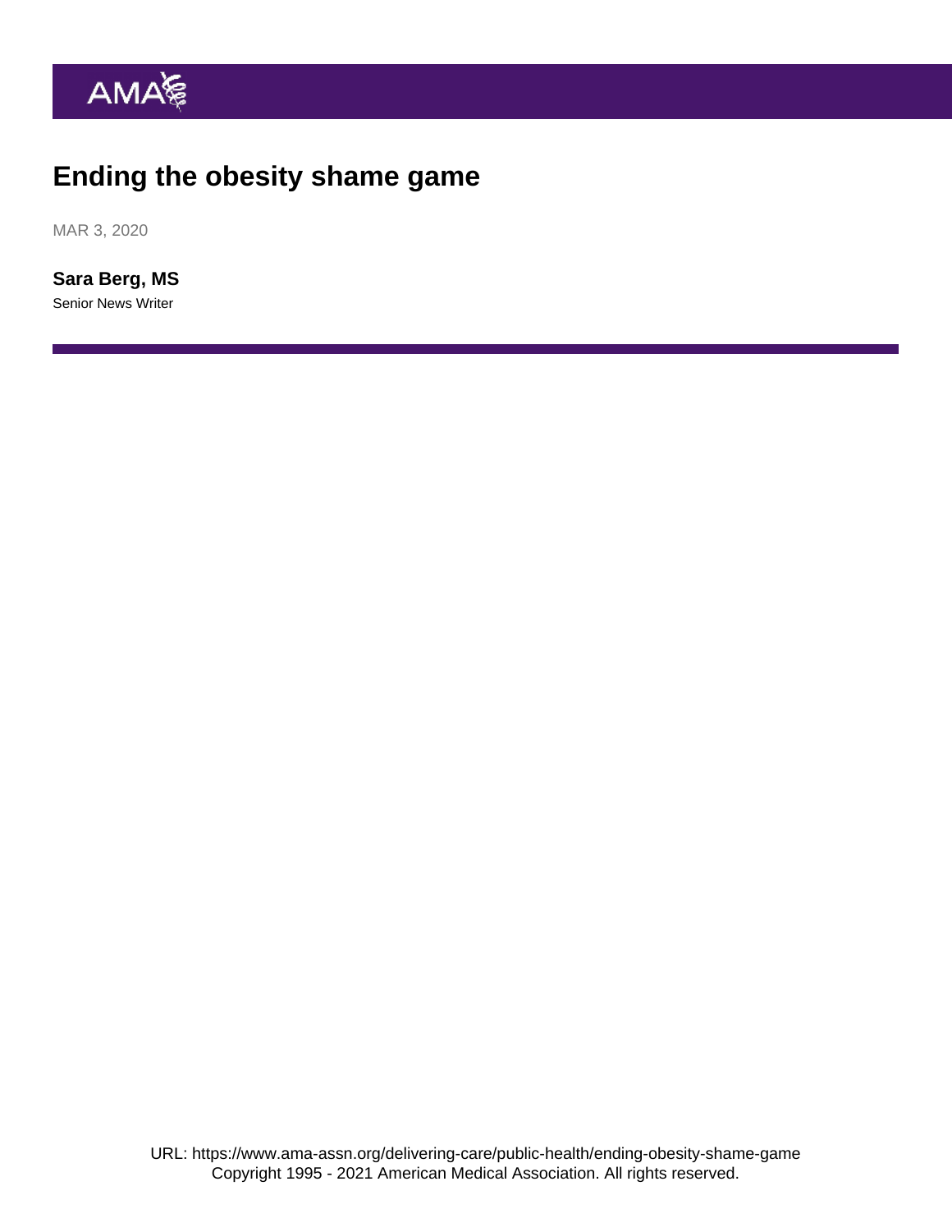# Ending the obesity shame game

MAR 3, 2020

**Sara Berg, MS**

Senior News Writer

URL: https://www.ama-assn.org/delivering-care/public-health/ending-obesity-shame-game
Copyright 1995 - 2021 American Medical Association. All rights reserved.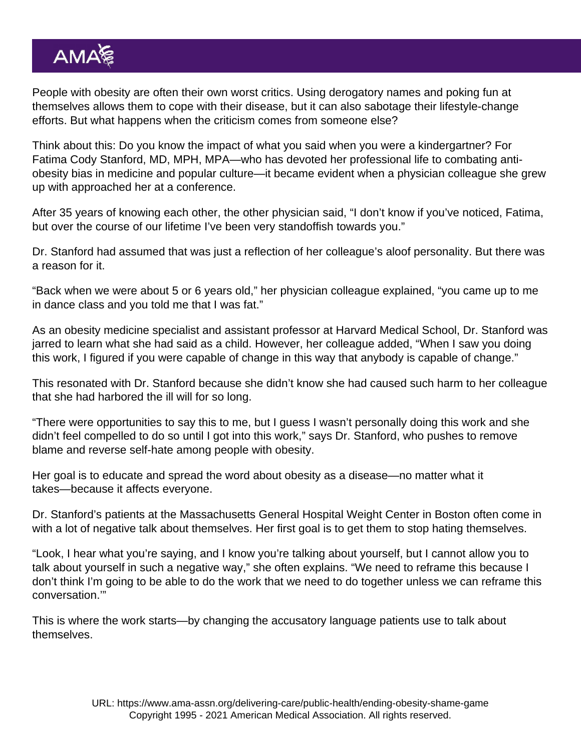People with obesity are often their own worst critics. Using derogatory names and poking fun at themselves allows them to cope with their disease, but it can also sabotage their lifestyle-change efforts. But what happens when the criticism comes from someone else?

Think about this: Do you know the impact of what you said when you were a kindergartner? For Fatima Cody Stanford, MD, MPH, MPA—who has devoted her professional life to combating anti-obesity bias in medicine and popular culture—it became evident when a physician colleague she grew up with approached her at a conference.

After 35 years of knowing each other, the other physician said, "I don't know if you've noticed, Fatima, but over the course of our lifetime I've been very standoffish towards you."

Dr. Stanford had assumed that was just a reflection of her colleague's aloof personality. But there was a reason for it.

"Back when we were about 5 or 6 years old," her physician colleague explained, "you came up to me in dance class and you told me that I was fat."

As an obesity medicine specialist and assistant professor at Harvard Medical School, Dr. Stanford was jarred to learn what she had said as a child. However, her colleague added, "When I saw you doing this work, I figured if you were capable of change in this way that anybody is capable of change."

This resonated with Dr. Stanford because she didn't know she had caused such harm to her colleague that she had harbored the ill will for so long.

"There were opportunities to say this to me, but I guess I wasn't personally doing this work and she didn't feel compelled to do so until I got into this work," says Dr. Stanford, who pushes to remove blame and reverse self-hate among people with obesity.

Her goal is to educate and spread the word about obesity as a disease—no matter what it takes—because it affects everyone.

Dr. Stanford's patients at the Massachusetts General Hospital Weight Center in Boston often come in with a lot of negative talk about themselves. Her first goal is to get them to stop hating themselves.

"Look, I hear what you're saying, and I know you're talking about yourself, but I cannot allow you to talk about yourself in such a negative way," she often explains. "We need to reframe this because I don't think I'm going to be able to do the work that we need to do together unless we can reframe this conversation.'"

This is where the work starts—by changing the accusatory language patients use to talk about themselves.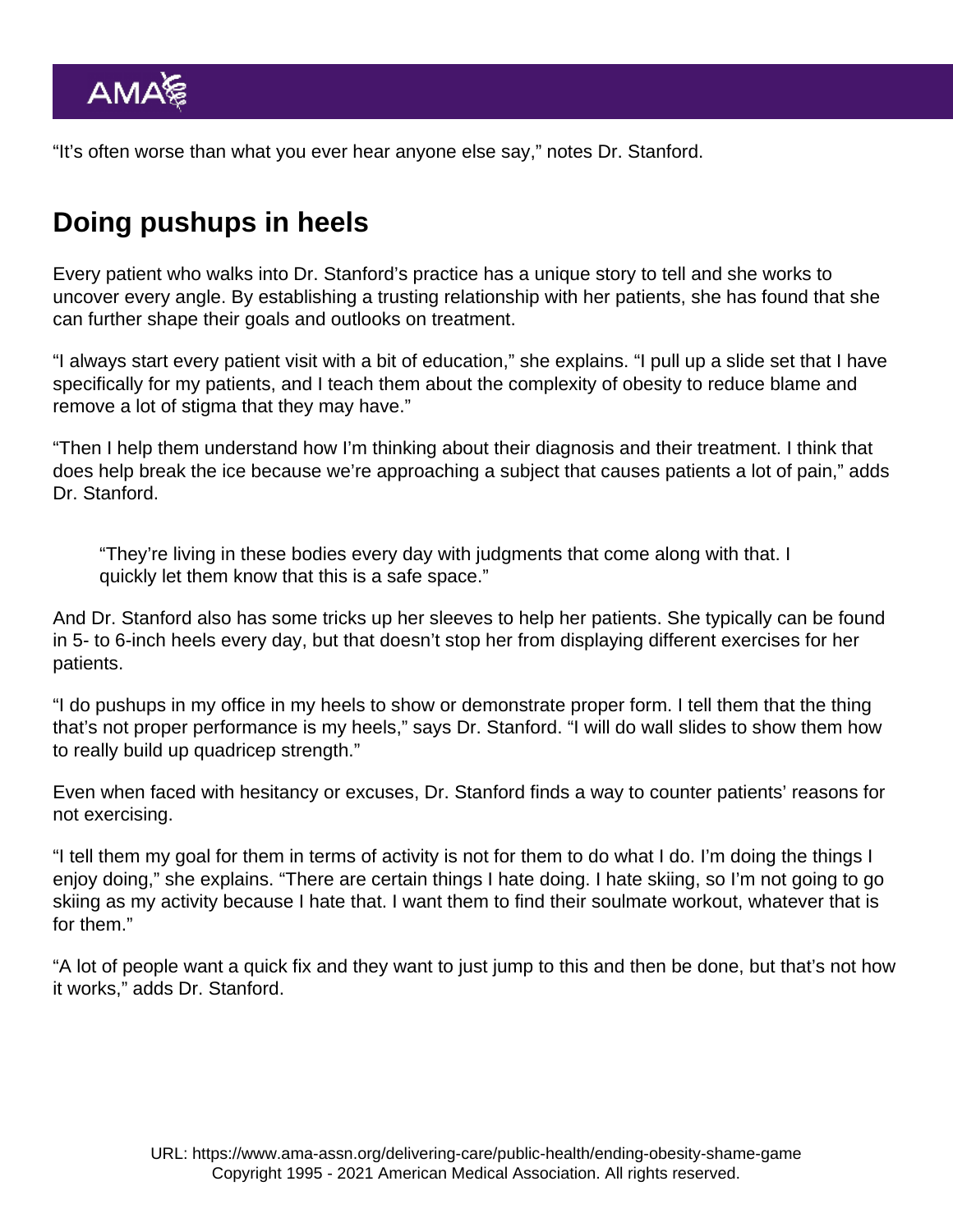"It's often worse than what you ever hear anyone else say," notes Dr. Stanford.

## Doing pushups in heels

Every patient who walks into Dr. Stanford's practice has a unique story to tell and she works to uncover every angle. By establishing a trusting relationship with her patients, she has found that she can further shape their goals and outlooks on treatment.

"I always start every patient visit with a bit of education," she explains. "I pull up a slide set that I have specifically for my patients, and I teach them about the complexity of obesity to reduce blame and remove a lot of stigma that they may have."

"Then I help them understand how I'm thinking about their diagnosis and their treatment. I think that does help break the ice because we're approaching a subject that causes patients a lot of pain," adds Dr. Stanford.

> "They're living in these bodies every day with judgments that come along with that. I quickly let them know that this is a safe space."

And Dr. Stanford also has some tricks up her sleeves to help her patients. She typically can be found in 5- to 6-inch heels every day, but that doesn't stop her from displaying different exercises for her patients.

"I do pushups in my office in my heels to show or demonstrate proper form. I tell them that the thing that's not proper performance is my heels," says Dr. Stanford. "I will do wall slides to show them how to really build up quadricep strength."

Even when faced with hesitancy or excuses, Dr. Stanford finds a way to counter patients' reasons for not exercising.

"I tell them my goal for them in terms of activity is not for them to do what I do. I'm doing the things I enjoy doing," she explains. "There are certain things I hate doing. I hate skiing, so I'm not going to go skiing as my activity because I hate that. I want them to find their soulmate workout, whatever that is for them."

"A lot of people want a quick fix and they want to just jump to this and then be done, but that's not how it works," adds Dr. Stanford.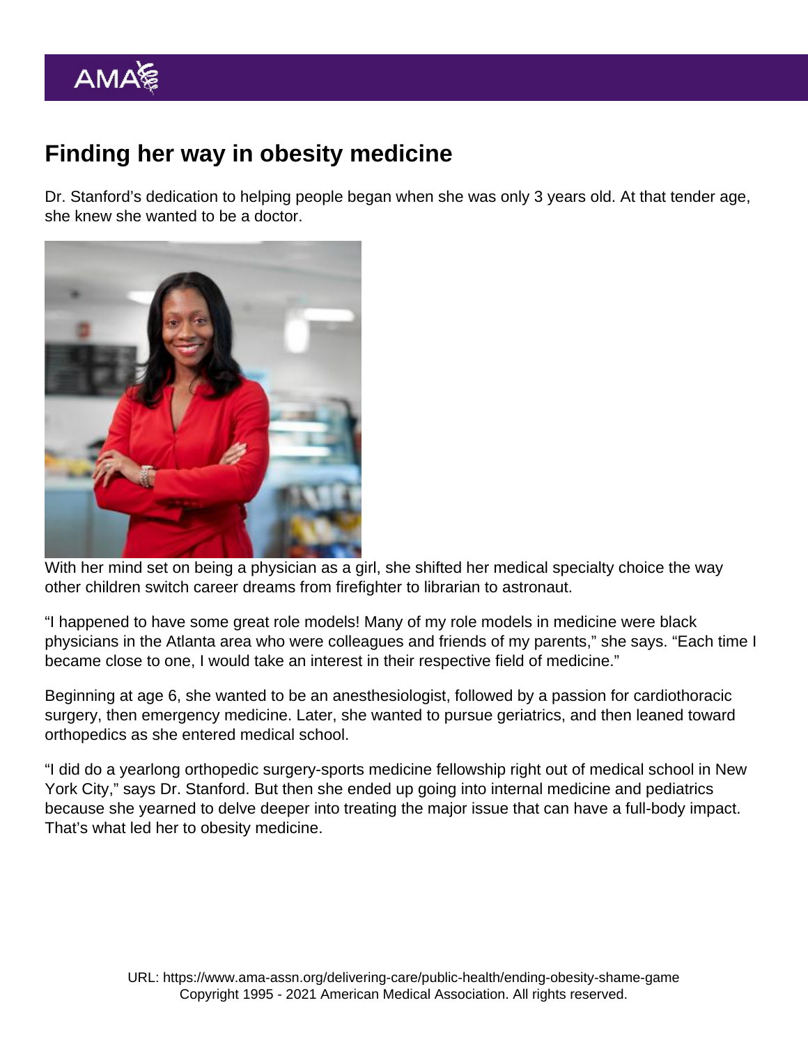## Finding her way in obesity medicine

Dr. Stanford's dedication to helping people began when she was only 3 years old. At that tender age, she knew she wanted to be a doctor.

With her mind set on being a physician as a girl, she shifted her medical specialty choice the way other children switch career dreams from firefighter to librarian to astronaut.

"I happened to have some great role models! Many of my role models in medicine were black physicians in the Atlanta area who were colleagues and friends of my parents," she says. "Each time I became close to one, I would take an interest in their respective field of medicine."

Beginning at age 6, she wanted to be an anesthesiologist, followed by a passion for cardiothoracic surgery, then emergency medicine. Later, she wanted to pursue geriatrics, and then leaned toward orthopedics as she entered medical school.

"I did do a yearlong orthopedic surgery-sports medicine fellowship right out of medical school in New York City," says Dr. Stanford. But then she ended up going into internal medicine and pediatrics because she yearned to delve deeper into treating the major issue that can have a full-body impact. That's what led her to obesity medicine.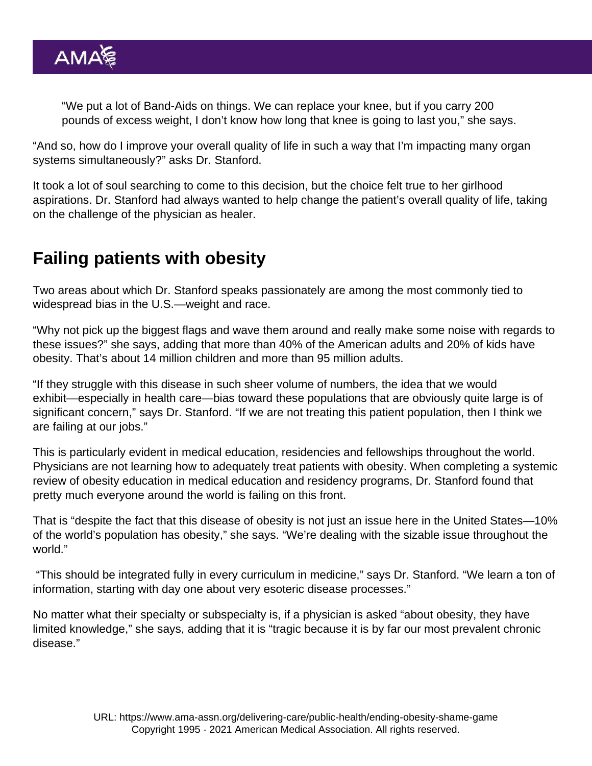> "We put a lot of Band-Aids on things. We can replace your knee, but if you carry 200 pounds of excess weight, I don't know how long that knee is going to last you," she says.

"And so, how do I improve your overall quality of life in such a way that I'm impacting many organ systems simultaneously?" asks Dr. Stanford.

It took a lot of soul searching to come to this decision, but the choice felt true to her girlhood aspirations. Dr. Stanford had always wanted to help change the patient's overall quality of life, taking on the challenge of the physician as healer.

## Failing patients with obesity

Two areas about which Dr. Stanford speaks passionately are among the most commonly tied to widespread bias in the U.S.—weight and race.

"Why not pick up the biggest flags and wave them around and really make some noise with regards to these issues?" she says, adding that more than 40% of the American adults and 20% of kids have obesity. That's about 14 million children and more than 95 million adults.

"If they struggle with this disease in such sheer volume of numbers, the idea that we would exhibit—especially in health care—bias toward these populations that are obviously quite large is of significant concern," says Dr. Stanford. "If we are not treating this patient population, then I think we are failing at our jobs."

This is particularly evident in medical education, residencies and fellowships throughout the world. Physicians are not learning how to adequately treat patients with obesity. When completing a systemic review of obesity education in medical education and residency programs, Dr. Stanford found that pretty much everyone around the world is failing on this front.

That is "despite the fact that this disease of obesity is not just an issue here in the United States—10% of the world's population has obesity," she says. "We're dealing with the sizable issue throughout the world."

"This should be integrated fully in every curriculum in medicine," says Dr. Stanford. "We learn a ton of information, starting with day one about very esoteric disease processes."

No matter what their specialty or subspecialty is, if a physician is asked "about obesity, they have limited knowledge," she says, adding that it is "tragic because it is by far our most prevalent chronic disease."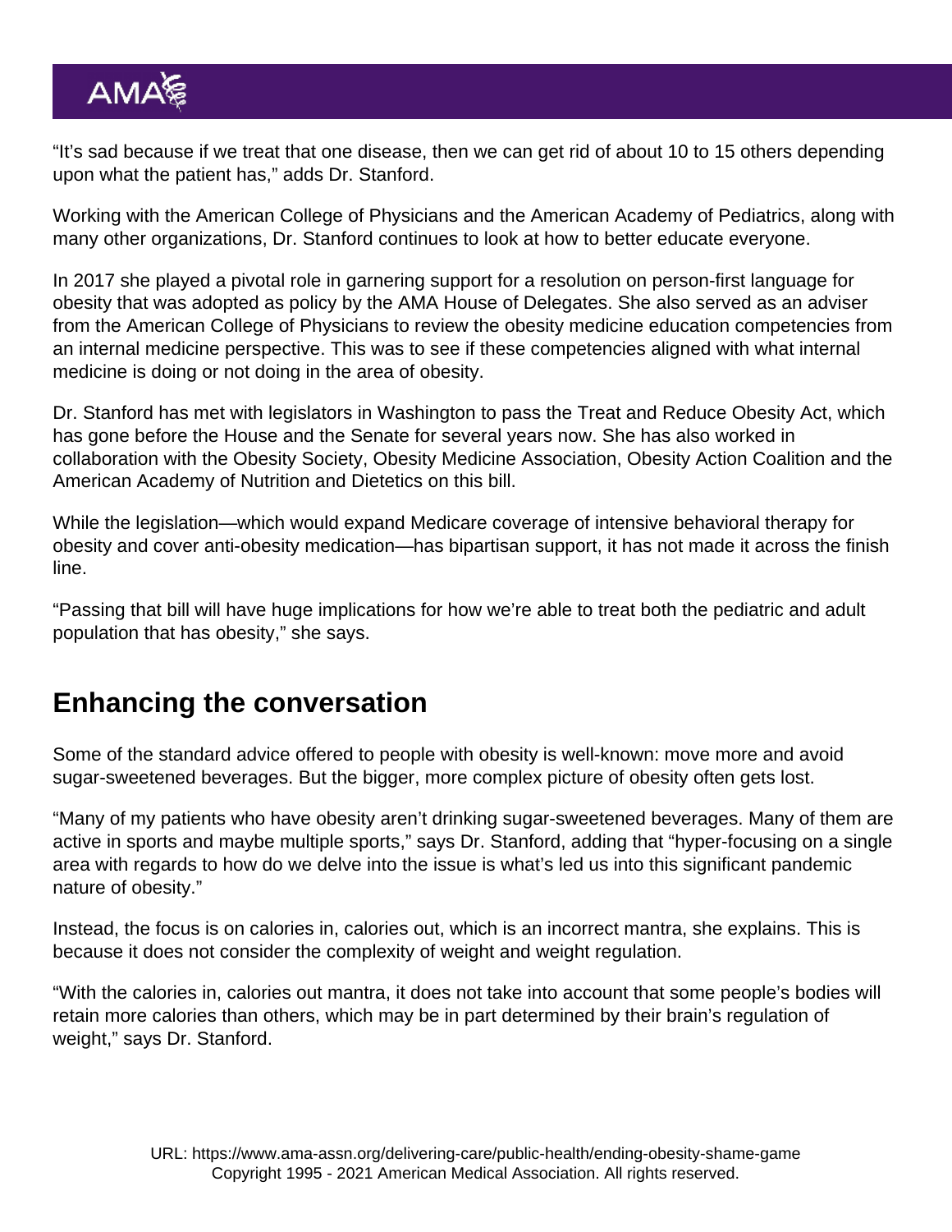"It's sad because if we treat that one disease, then we can get rid of about 10 to 15 others depending upon what the patient has," adds Dr. Stanford.

Working with the American College of Physicians and the American Academy of Pediatrics, along with many other organizations, Dr. Stanford continues to look at how to better educate everyone.

In 2017 she played a pivotal role in garnering support for a resolution on person-first language for obesity that was adopted as policy by the AMA House of Delegates. She also served as an adviser from the American College of Physicians to review the obesity medicine education competencies from an internal medicine perspective. This was to see if these competencies aligned with what internal medicine is doing or not doing in the area of obesity.

Dr. Stanford has met with legislators in Washington to pass the Treat and Reduce Obesity Act, which has gone before the House and the Senate for several years now. She has also worked in collaboration with the Obesity Society, Obesity Medicine Association, Obesity Action Coalition and the American Academy of Nutrition and Dietetics on this bill.

While the legislation—which would expand Medicare coverage of intensive behavioral therapy for obesity and cover anti-obesity medication—has bipartisan support, it has not made it across the finish line.

"Passing that bill will have huge implications for how we're able to treat both the pediatric and adult population that has obesity," she says.

## Enhancing the conversation

Some of the standard advice offered to people with obesity is well-known: move more and avoid sugar-sweetened beverages. But the bigger, more complex picture of obesity often gets lost.

"Many of my patients who have obesity aren't drinking sugar-sweetened beverages. Many of them are active in sports and maybe multiple sports," says Dr. Stanford, adding that "hyper-focusing on a single area with regards to how do we delve into the issue is what's led us into this significant pandemic nature of obesity."

Instead, the focus is on calories in, calories out, which is an incorrect mantra, she explains. This is because it does not consider the complexity of weight and weight regulation.

"With the calories in, calories out mantra, it does not take into account that some people's bodies will retain more calories than others, which may be in part determined by their brain's regulation of weight," says Dr. Stanford.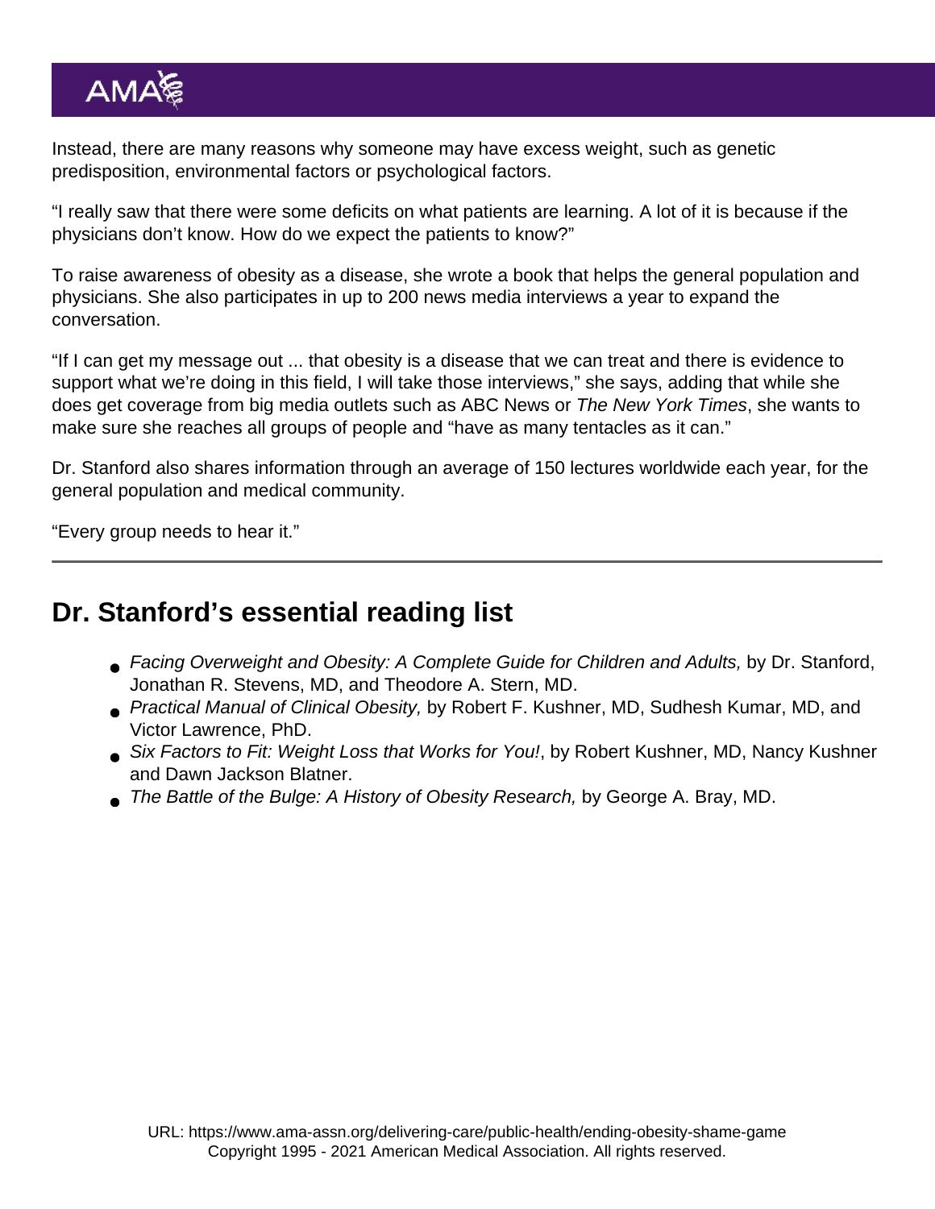Instead, there are many reasons why someone may have excess weight, such as genetic predisposition, environmental factors or psychological factors.

"I really saw that there were some deficits on what patients are learning. A lot of it is because if the physicians don't know. How do we expect the patients to know?"

To raise awareness of obesity as a disease, she wrote a book that helps the general population and physicians. She also participates in up to 200 news media interviews a year to expand the conversation.

"If I can get my message out ... that obesity is a disease that we can treat and there is evidence to support what we're doing in this field, I will take those interviews," she says, adding that while she does get coverage from big media outlets such as ABC News or *The New York Times*, she wants to make sure she reaches all groups of people and "have as many tentacles as it can."

Dr. Stanford also shares information through an average of 150 lectures worldwide each year, for the general population and medical community.

"Every group needs to hear it."

---

## Dr. Stanford's essential reading list

- *Facing Overweight and Obesity: A Complete Guide for Children and Adults,* by Dr. Stanford, Jonathan R. Stevens, MD, and Theodore A. Stern, MD.
- *Practical Manual of Clinical Obesity,* by Robert F. Kushner, MD, Sudhesh Kumar, MD, and Victor Lawrence, PhD.
- *Six Factors to Fit: Weight Loss that Works for You!*, by Robert Kushner, MD, Nancy Kushner and Dawn Jackson Blatner.
- *The Battle of the Bulge: A History of Obesity Research,* by George A. Bray, MD.